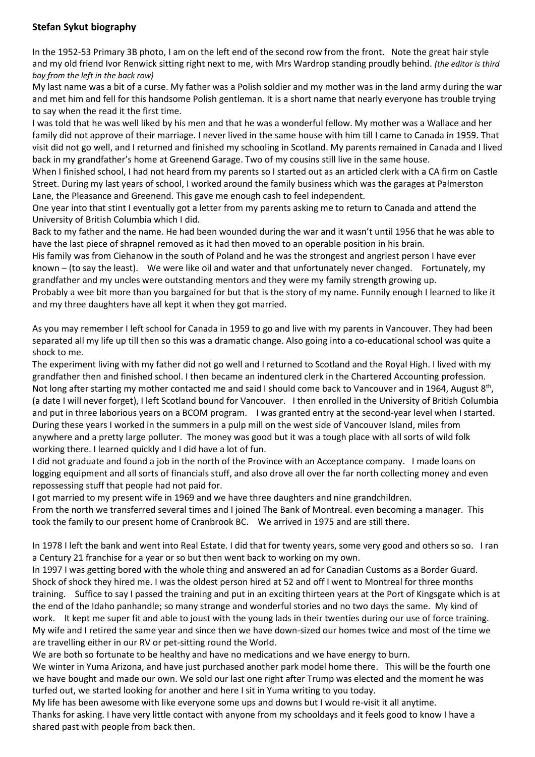**Stefan Sykut biography**

In the 1952-53 Primary 3B photo, I am on the left end of the second row from the front. Note the great hair style and my old friend Ivor Renwick sitting right next to me, with Mrs Wardrop standing proudly behind. *(the editor is third boy from the left in the back row)*

My last name was a bit of a curse. My father was a Polish soldier and my mother was in the land army during the war and met him and fell for this handsome Polish gentleman. It is a short name that nearly everyone has trouble trying to say when the read it the first time.

I was told that he was well liked by his men and that he was a wonderful fellow. My mother was a Wallace and her family did not approve of their marriage. I never lived in the same house with him till I came to Canada in 1959. That visit did not go well, and I returned and finished my schooling in Scotland. My parents remained in Canada and I lived back in my grandfather's home at Greenend Garage. Two of my cousins still live in the same house.

When I finished school, I had not heard from my parents so I started out as an articled clerk with a CA firm on Castle Street. During my last years of school, I worked around the family business which was the garages at Palmerston Lane, the Pleasance and Greenend. This gave me enough cash to feel independent.

One year into that stint I eventually got a letter from my parents asking me to return to Canada and attend the University of British Columbia which I did.

Back to my father and the name. He had been wounded during the war and it wasn't until 1956 that he was able to have the last piece of shrapnel removed as it had then moved to an operable position in his brain.

His family was from Ciehanow in the south of Poland and he was the strongest and angriest person I have ever known – (to say the least). We were like oil and water and that unfortunately never changed. Fortunately, my grandfather and my uncles were outstanding mentors and they were my family strength growing up.

Probably a wee bit more than you bargained for but that is the story of my name. Funnily enough I learned to like it and my three daughters have all kept it when they got married.

As you may remember I left school for Canada in 1959 to go and live with my parents in Vancouver. They had been separated all my life up till then so this was a dramatic change. Also going into a co-educational school was quite a shock to me.

The experiment living with my father did not go well and I returned to Scotland and the Royal High. I lived with my grandfather then and finished school. I then became an indentured clerk in the Chartered Accounting profession. Not long after starting my mother contacted me and said I should come back to Vancouver and in 1964, August 8th, (a date I will never forget), I left Scotland bound for Vancouver. I then enrolled in the University of British Columbia and put in three laborious years on a BCOM program. I was granted entry at the second-year level when I started. During these years I worked in the summers in a pulp mill on the west side of Vancouver Island, miles from anywhere and a pretty large polluter. The money was good but it was a tough place with all sorts of wild folk working there. I learned quickly and I did have a lot of fun.

I did not graduate and found a job in the north of the Province with an Acceptance company. I made loans on logging equipment and all sorts of financials stuff, and also drove all over the far north collecting money and even repossessing stuff that people had not paid for.

I got married to my present wife in 1969 and we have three daughters and nine grandchildren.

From the north we transferred several times and I joined The Bank of Montreal. even becoming a manager. This took the family to our present home of Cranbrook BC. We arrived in 1975 and are still there.

In 1978 I left the bank and went into Real Estate. I did that for twenty years, some very good and others so so. I ran a Century 21 franchise for a year or so but then went back to working on my own.

In 1997 I was getting bored with the whole thing and answered an ad for Canadian Customs as a Border Guard. Shock of shock they hired me. I was the oldest person hired at 52 and off I went to Montreal for three months training. Suffice to say I passed the training and put in an exciting thirteen years at the Port of Kingsgate which is at the end of the Idaho panhandle; so many strange and wonderful stories and no two days the same. My kind of work. It kept me super fit and able to joust with the young lads in their twenties during our use of force training. My wife and I retired the same year and since then we have down-sized our homes twice and most of the time we are travelling either in our RV or pet-sitting round the World.

We are both so fortunate to be healthy and have no medications and we have energy to burn.

We winter in Yuma Arizona, and have just purchased another park model home there. This will be the fourth one we have bought and made our own. We sold our last one right after Trump was elected and the moment he was turfed out, we started looking for another and here I sit in Yuma writing to you today.

My life has been awesome with like everyone some ups and downs but I would re-visit it all anytime.

Thanks for asking. I have very little contact with anyone from my schooldays and it feels good to know I have a shared past with people from back then.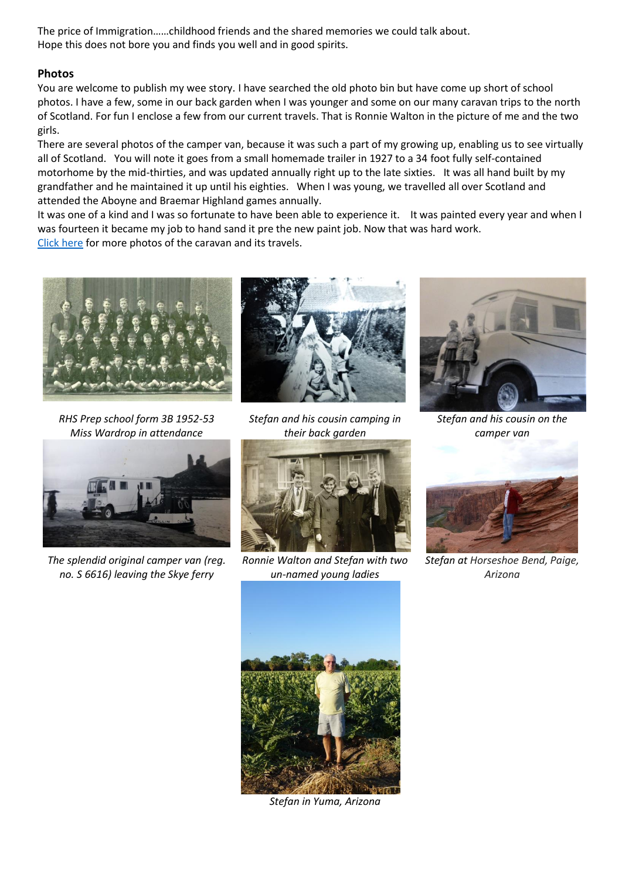The price of Immigration……childhood friends and the shared memories we could talk about.
Hope this does not bore you and finds you well and in good spirits.

**Photos**

You are welcome to publish my wee story. I have searched the old photo bin but have come up short of school photos. I have a few, some in our back garden when I was younger and some on our many caravan trips to the north of Scotland. For fun I enclose a few from our current travels. That is Ronnie Walton in the picture of me and the two girls.

There are several photos of the camper van, because it was such a part of my growing up, enabling us to see virtually all of Scotland. You will note it goes from a small homemade trailer in 1927 to a 34 foot fully self-contained motorhome by the mid-thirties, and was updated annually right up to the late sixties. It was all hand built by my grandfather and he maintained it up until his eighties. When I was young, we travelled all over Scotland and attended the Aboyne and Braemar Highland games annually.

It was one of a kind and I was so fortunate to have been able to experience it. It was painted every year and when I was fourteen it became my job to hand sand it pre the new paint job. Now that was hard work.

[Click here](#) for more photos of the caravan and its travels.

*RHS Prep school form 3B 1952-53 Miss Wardrop in attendance*

*Stefan and his cousin camping in their back garden*

*Stefan and his cousin on the camper van*

*The splendid original camper van (reg. no. S 6616) leaving the Skye ferry*

*Ronnie Walton and Stefan with two un-named young ladies*

*Stefan at Horseshoe Bend, Paige, Arizona*

*Stefan in Yuma, Arizona*